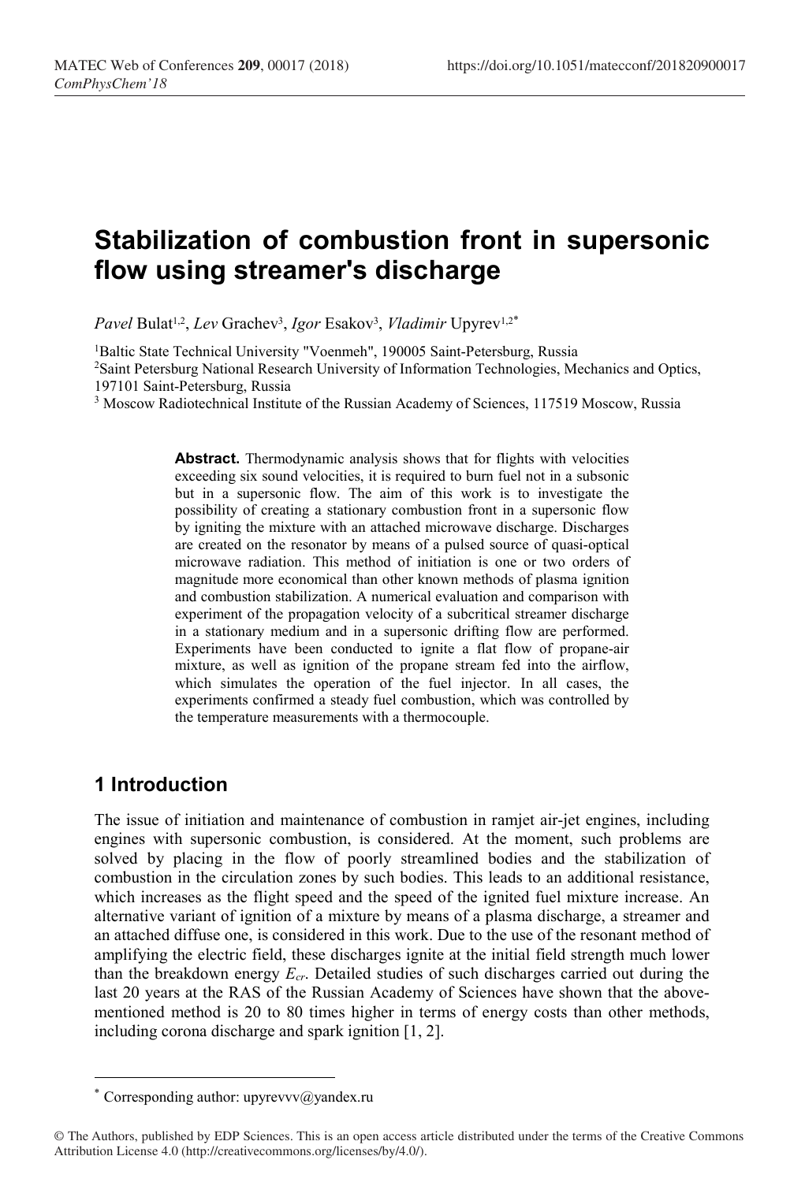// Rule 6: omit running header (journal/DOI) and footer license text

# Stabilization of combustion front in supersonic flow using streamer's discharge

*Pavel* Bulat[1,2], *Lev* Grachev[3], *Igor* Esakov[3], *Vladimir* Upyrev[1,2*]

[1]Baltic State Technical University "Voenmeh", 190005 Saint-Petersburg, Russia

[2]Saint Petersburg National Research University of Information Technologies, Mechanics and Optics, 197101 Saint-Petersburg, Russia

[3] Moscow Radiotechnical Institute of the Russian Academy of Sciences, 117519 Moscow, Russia

**Abstract.** Thermodynamic analysis shows that for flights with velocities exceeding six sound velocities, it is required to burn fuel not in a subsonic but in a supersonic flow. The aim of this work is to investigate the possibility of creating a stationary combustion front in a supersonic flow by igniting the mixture with an attached microwave discharge. Discharges are created on the resonator by means of a pulsed source of quasi-optical microwave radiation. This method of initiation is one or two orders of magnitude more economical than other known methods of plasma ignition and combustion stabilization. A numerical evaluation and comparison with experiment of the propagation velocity of a subcritical streamer discharge in a stationary medium and in a supersonic drifting flow are performed. Experiments have been conducted to ignite a flat flow of propane-air mixture, as well as ignition of the propane stream fed into the airflow, which simulates the operation of the fuel injector. In all cases, the experiments confirmed a steady fuel combustion, which was controlled by the temperature measurements with a thermocouple.

## 1 Introduction

The issue of initiation and maintenance of combustion in ramjet air-jet engines, including engines with supersonic combustion, is considered. At the moment, such problems are solved by placing in the flow of poorly streamlined bodies and the stabilization of combustion in the circulation zones by such bodies. This leads to an additional resistance, which increases as the flight speed and the speed of the ignited fuel mixture increase. An alternative variant of ignition of a mixture by means of a plasma discharge, a streamer and an attached diffuse one, is considered in this work. Due to the use of the resonant method of amplifying the electric field, these discharges ignite at the initial field strength much lower than the breakdown energy $E_{cr}$. Detailed studies of such discharges carried out during the last 20 years at the RAS of the Russian Academy of Sciences have shown that the above-mentioned method is 20 to 80 times higher in terms of energy costs than other methods, including corona discharge and spark ignition [1, 2].

---

* Corresponding author: upyrevvv@yandex.ru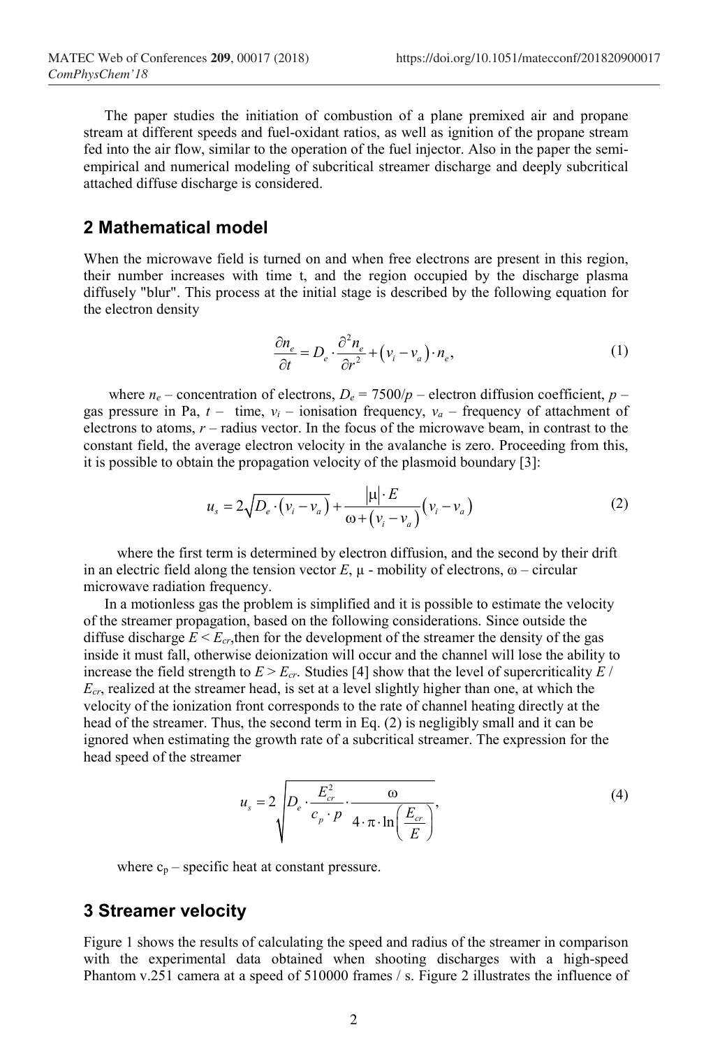The paper studies the initiation of combustion of a plane premixed air and propane stream at different speeds and fuel-oxidant ratios, as well as ignition of the propane stream fed into the air flow, similar to the operation of the fuel injector. Also in the paper the semi-empirical and numerical modeling of subcritical streamer discharge and deeply subcritical attached diffuse discharge is considered.

## 2 Mathematical model

When the microwave field is turned on and when free electrons are present in this region, their number increases with time t, and the region occupied by the discharge plasma diffusely "blur". This process at the initial stage is described by the following equation for the electron density

$$\frac{\partial n_e}{\partial t} = D_e \cdot \frac{\partial^2 n_e}{\partial r^2} + \left(v_i - v_a\right) \cdot n_e, \tag{1}$$

where $n_e$ – concentration of electrons, $D_e = 7500/p$ – electron diffusion coefficient, $p$ – gas pressure in Pa, $t$ – time, $v_i$ – ionisation frequency, $v_a$ – frequency of attachment of electrons to atoms, $r$ – radius vector. In the focus of the microwave beam, in contrast to the constant field, the average electron velocity in the avalanche is zero. Proceeding from this, it is possible to obtain the propagation velocity of the plasmoid boundary [3]:

$$u_s = 2\sqrt{D_e \cdot \left(v_i - v_a\right)} + \frac{|\mu| \cdot E}{\omega + \left(v_i - v_a\right)}\left(v_i - v_a\right) \tag{2}$$

where the first term is determined by electron diffusion, and the second by their drift in an electric field along the tension vector $E$, $\mu$ - mobility of electrons, $\omega$ – circular microwave radiation frequency.

In a motionless gas the problem is simplified and it is possible to estimate the velocity of the streamer propagation, based on the following considerations. Since outside the diffuse discharge $E < E_{cr}$,then for the development of the streamer the density of the gas inside it must fall, otherwise deionization will occur and the channel will lose the ability to increase the field strength to $E > E_{cr}$. Studies [4] show that the level of supercriticality $E$ / $E_{cr}$, realized at the streamer head, is set at a level slightly higher than one, at which the velocity of the ionization front corresponds to the rate of channel heating directly at the head of the streamer. Thus, the second term in Eq. (2) is negligibly small and it can be ignored when estimating the growth rate of a subcritical streamer. The expression for the head speed of the streamer

$$u_s = 2\sqrt{D_e \cdot \frac{E_{cr}^2}{c_p \cdot p} \cdot \frac{\omega}{4 \cdot \pi \cdot \ln\left(\frac{E_{cr}}{E}\right)}}, \tag{4}$$

where $c_p$ – specific heat at constant pressure.

## 3 Streamer velocity

Figure 1 shows the results of calculating the speed and radius of the streamer in comparison with the experimental data obtained when shooting discharges with a high-speed Phantom v.251 camera at a speed of 510000 frames / s. Figure 2 illustrates the influence of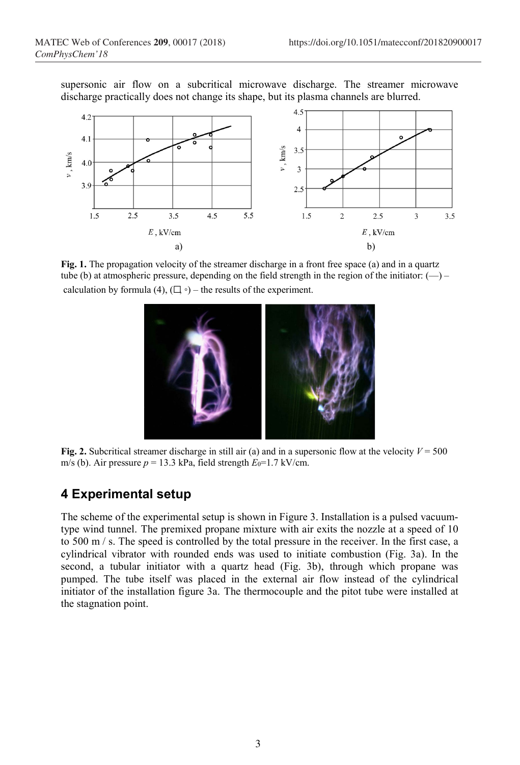supersonic air flow on a subcritical microwave discharge. The streamer microwave discharge practically does not change its shape, but its plasma channels are blurred.

**Fig. 1.** The propagation velocity of the streamer discharge in a front free space (a) and in a quartz tube (b) at atmospheric pressure, depending on the field strength in the region of the initiator: (—) – calculation by formula (4), (□ ◦) – the results of the experiment.

**Fig. 2.** Subcritical streamer discharge in still air (a) and in a supersonic flow at the velocity $V = 500$ m/s (b). Air pressure $p = 13.3$ kPa, field strength $E_0 = 1.7$ kV/cm.

## 4 Experimental setup

The scheme of the experimental setup is shown in Figure 3. Installation is a pulsed vacuum-type wind tunnel. The premixed propane mixture with air exits the nozzle at a speed of 10 to 500 m / s. The speed is controlled by the total pressure in the receiver. In the first case, a cylindrical vibrator with rounded ends was used to initiate combustion (Fig. 3a). In the second, a tubular initiator with a quartz head (Fig. 3b), through which propane was pumped. The tube itself was placed in the external air flow instead of the cylindrical initiator of the installation figure 3a. The thermocouple and the pitot tube were installed at the stagnation point.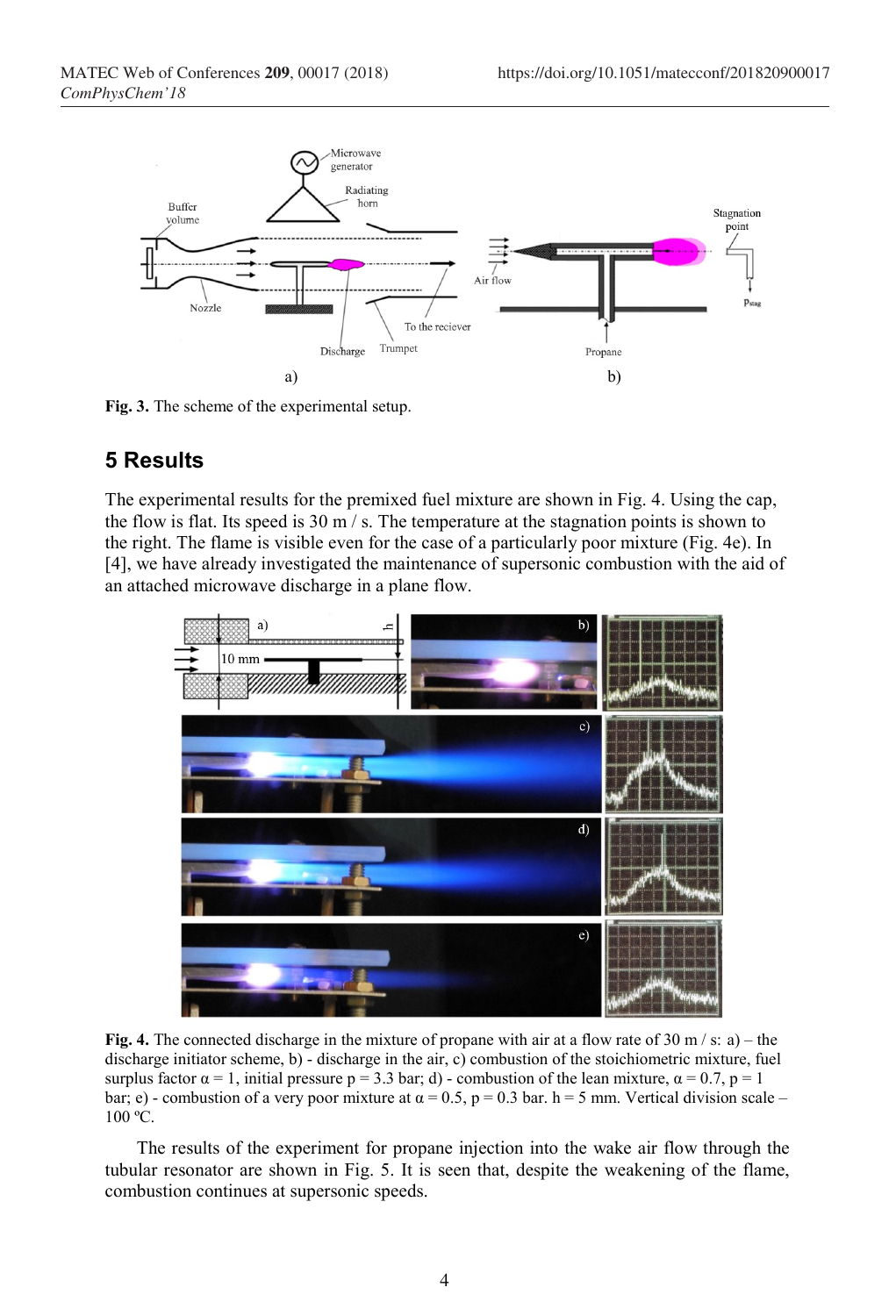**Fig. 3.** The scheme of the experimental setup.

## 5 Results

The experimental results for the premixed fuel mixture are shown in Fig. 4. Using the cap, the flow is flat. Its speed is 30 m / s. The temperature at the stagnation points is shown to the right. The flame is visible even for the case of a particularly poor mixture (Fig. 4e). In [4], we have already investigated the maintenance of supersonic combustion with the aid of an attached microwave discharge in a plane flow.

**Fig. 4.** The connected discharge in the mixture of propane with air at a flow rate of 30 m / s: a) – the discharge initiator scheme, b) - discharge in the air, c) combustion of the stoichiometric mixture, fuel surplus factor $\alpha = 1$, initial pressure p = 3.3 bar; d) - combustion of the lean mixture, $\alpha = 0.7$, p = 1 bar; e) - combustion of a very poor mixture at $\alpha = 0.5$, p = 0.3 bar. h = 5 mm. Vertical division scale – 100 ºC.

The results of the experiment for propane injection into the wake air flow through the tubular resonator are shown in Fig. 5. It is seen that, despite the weakening of the flame, combustion continues at supersonic speeds.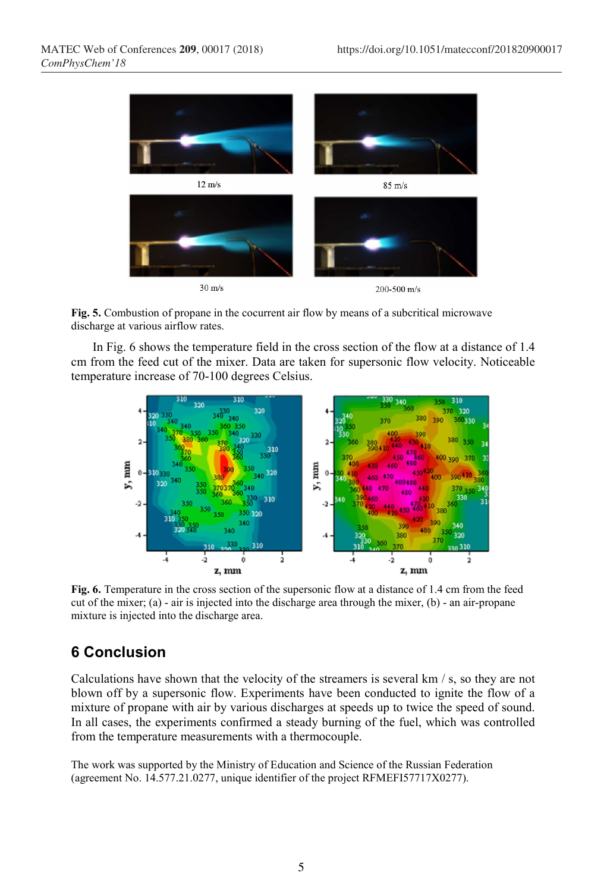Fig. 5. Combustion of propane in the cocurrent air flow by means of a subcritical microwave discharge at various airflow rates.

In Fig. 6 shows the temperature field in the cross section of the flow at a distance of 1.4 cm from the feed cut of the mixer. Data are taken for supersonic flow velocity. Noticeable temperature increase of 70-100 degrees Celsius.

**Fig. 6.** Temperature in the cross section of the supersonic flow at a distance of 1.4 cm from the feed cut of the mixer; (a) - air is injected into the discharge area through the mixer, (b) - an air-propane mixture is injected into the discharge area.

## 6 Conclusion

Calculations have shown that the velocity of the streamers is several km / s, so they are not blown off by a supersonic flow. Experiments have been conducted to ignite the flow of a mixture of propane with air by various discharges at speeds up to twice the speed of sound. In all cases, the experiments confirmed a steady burning of the fuel, which was controlled from the temperature measurements with a thermocouple.

The work was supported by the Ministry of Education and Science of the Russian Federation (agreement No. 14.577.21.0277, unique identifier of the project RFMEFI57717X0277).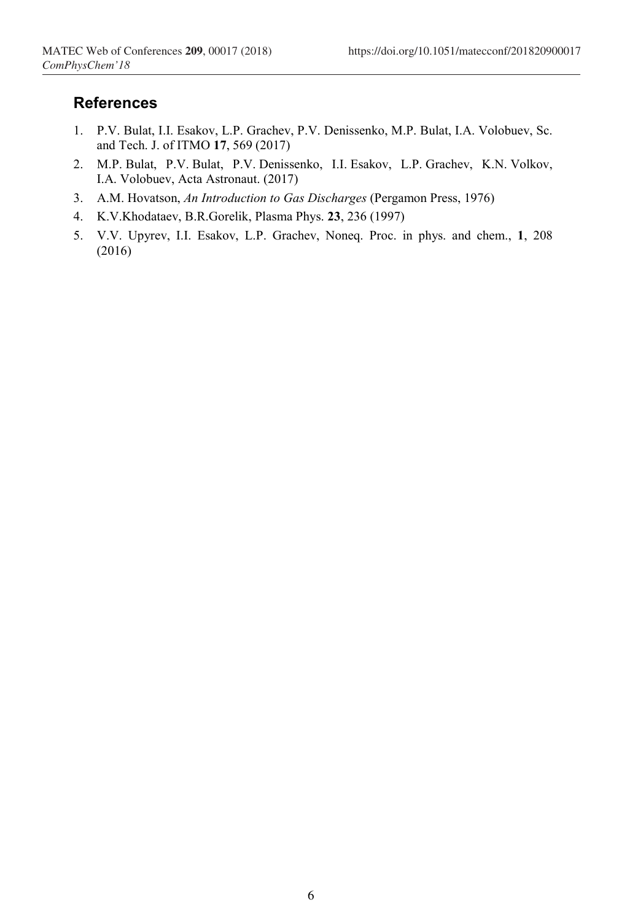## References

1. P.V. Bulat, I.I. Esakov, L.P. Grachev, P.V. Denissenko, M.P. Bulat, I.A. Volobuev, Sc. and Tech. J. of ITMO **17**, 569 (2017)
2. M.P. Bulat, P.V. Bulat, P.V. Denissenko, I.I. Esakov, L.P. Grachev, K.N. Volkov, I.A. Volobuev, Acta Astronaut. (2017)
3. A.M. Hovatson, *An Introduction to Gas Discharges* (Pergamon Press, 1976)
4. K.V.Khodataev, B.R.Gorelik, Plasma Phys. **23**, 236 (1997)
5. V.V. Upyrev, I.I. Esakov, L.P. Grachev, Noneq. Proc. in phys. and chem., **1**, 208 (2016)